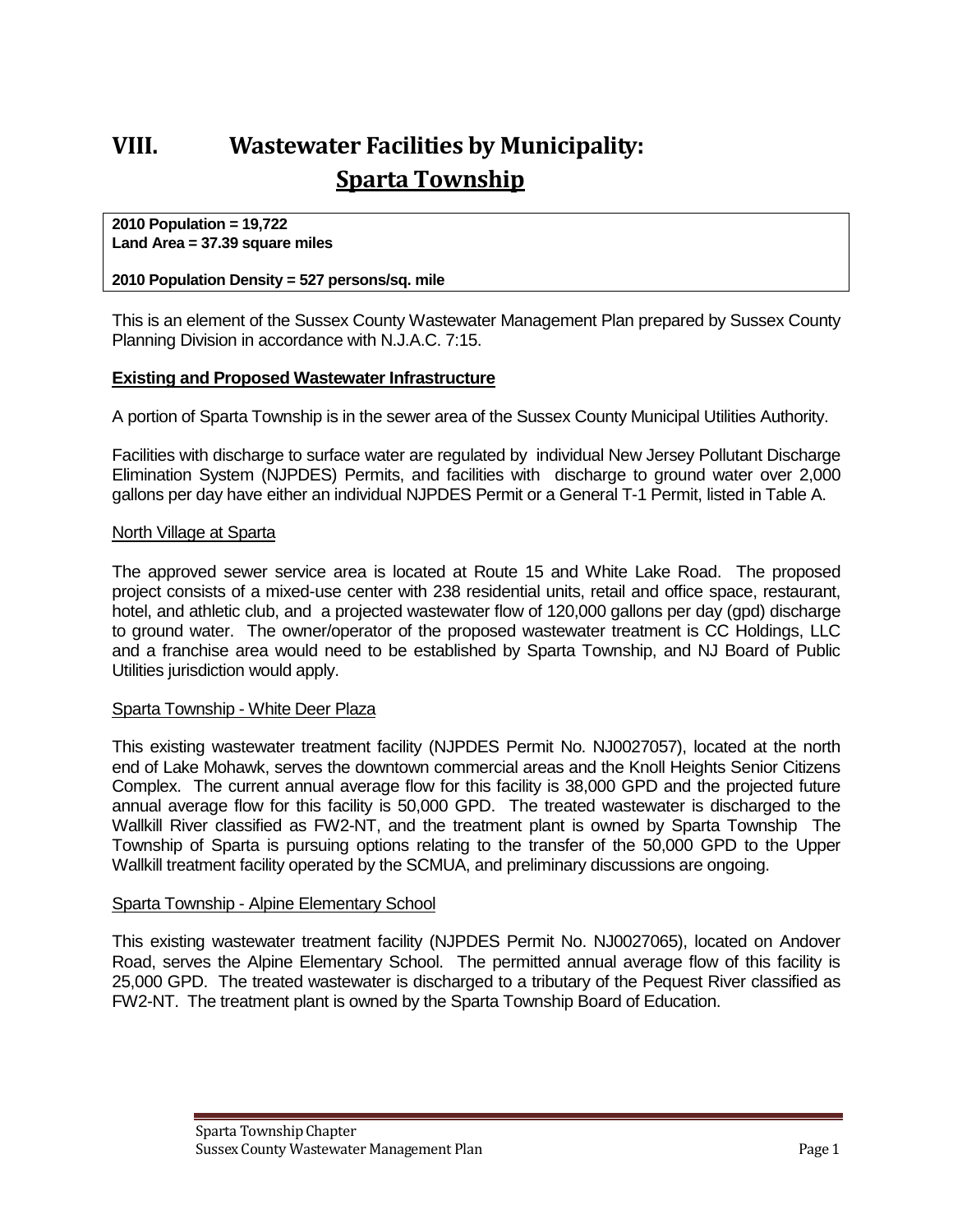# VIII. Wastewater Facilities by Municipality: Sparta Township

**2010 Population = 19,722**
**Land Area = 37.39 square miles**

**2010 Population Density = 527 persons/sq. mile**

This is an element of the Sussex County Wastewater Management Plan prepared by Sussex County Planning Division in accordance with N.J.A.C. 7:15.

**Existing and Proposed Wastewater Infrastructure**

A portion of Sparta Township is in the sewer area of the Sussex County Municipal Utilities Authority.

Facilities with discharge to surface water are regulated by individual New Jersey Pollutant Discharge Elimination System (NJPDES) Permits, and facilities with discharge to ground water over 2,000 gallons per day have either an individual NJPDES Permit or a General T-1 Permit, listed in Table A.

North Village at Sparta

The approved sewer service area is located at Route 15 and White Lake Road. The proposed project consists of a mixed-use center with 238 residential units, retail and office space, restaurant, hotel, and athletic club, and a projected wastewater flow of 120,000 gallons per day (gpd) discharge to ground water. The owner/operator of the proposed wastewater treatment is CC Holdings, LLC and a franchise area would need to be established by Sparta Township, and NJ Board of Public Utilities jurisdiction would apply.

Sparta Township - White Deer Plaza

This existing wastewater treatment facility (NJPDES Permit No. NJ0027057), located at the north end of Lake Mohawk, serves the downtown commercial areas and the Knoll Heights Senior Citizens Complex. The current annual average flow for this facility is 38,000 GPD and the projected future annual average flow for this facility is 50,000 GPD. The treated wastewater is discharged to the Wallkill River classified as FW2-NT, and the treatment plant is owned by Sparta Township The Township of Sparta is pursuing options relating to the transfer of the 50,000 GPD to the Upper Wallkill treatment facility operated by the SCMUA, and preliminary discussions are ongoing.

Sparta Township - Alpine Elementary School

This existing wastewater treatment facility (NJPDES Permit No. NJ0027065), located on Andover Road, serves the Alpine Elementary School. The permitted annual average flow of this facility is 25,000 GPD. The treated wastewater is discharged to a tributary of the Pequest River classified as FW2-NT. The treatment plant is owned by the Sparta Township Board of Education.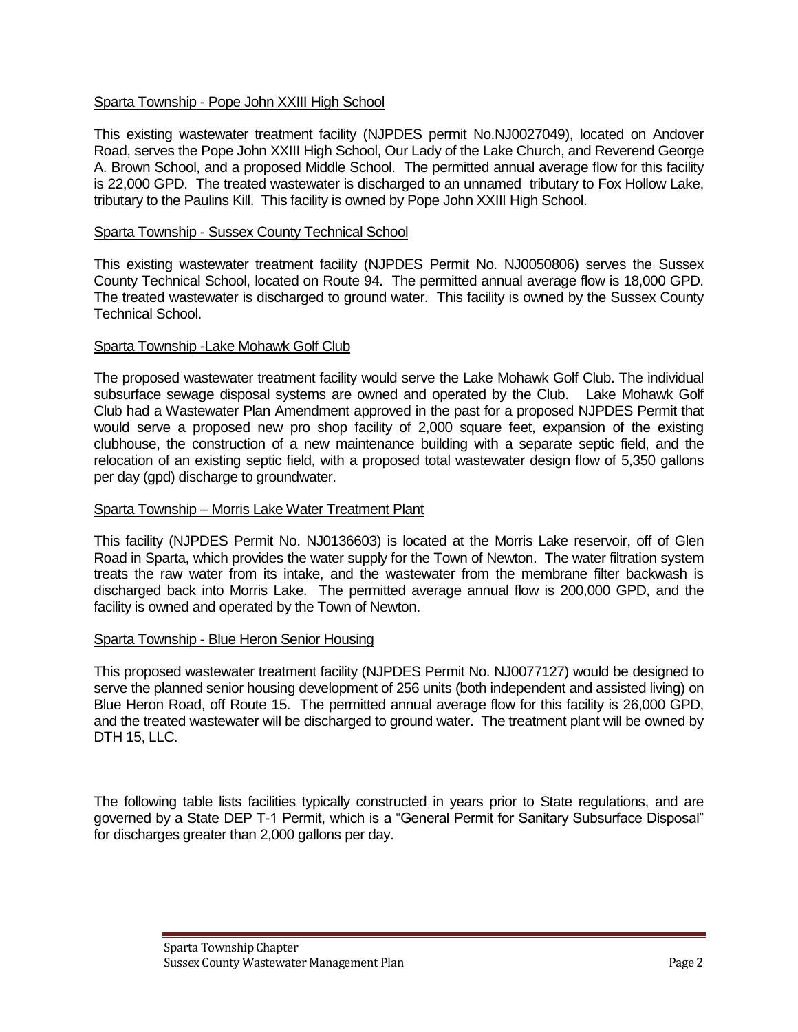## Sparta Township - Pope John XXIII High School

This existing wastewater treatment facility (NJPDES permit No.NJ0027049), located on Andover Road, serves the Pope John XXIII High School, Our Lady of the Lake Church, and Reverend George A. Brown School, and a proposed Middle School. The permitted annual average flow for this facility is 22,000 GPD. The treated wastewater is discharged to an unnamed tributary to Fox Hollow Lake, tributary to the Paulins Kill. This facility is owned by Pope John XXIII High School.

## Sparta Township - Sussex County Technical School

This existing wastewater treatment facility (NJPDES Permit No. NJ0050806) serves the Sussex County Technical School, located on Route 94. The permitted annual average flow is 18,000 GPD. The treated wastewater is discharged to ground water. This facility is owned by the Sussex County Technical School.

## Sparta Township -Lake Mohawk Golf Club

The proposed wastewater treatment facility would serve the Lake Mohawk Golf Club. The individual subsurface sewage disposal systems are owned and operated by the Club. Lake Mohawk Golf Club had a Wastewater Plan Amendment approved in the past for a proposed NJPDES Permit that would serve a proposed new pro shop facility of 2,000 square feet, expansion of the existing clubhouse, the construction of a new maintenance building with a separate septic field, and the relocation of an existing septic field, with a proposed total wastewater design flow of 5,350 gallons per day (gpd) discharge to groundwater.

## Sparta Township – Morris Lake Water Treatment Plant

This facility (NJPDES Permit No. NJ0136603) is located at the Morris Lake reservoir, off of Glen Road in Sparta, which provides the water supply for the Town of Newton. The water filtration system treats the raw water from its intake, and the wastewater from the membrane filter backwash is discharged back into Morris Lake. The permitted average annual flow is 200,000 GPD, and the facility is owned and operated by the Town of Newton.

## Sparta Township - Blue Heron Senior Housing

This proposed wastewater treatment facility (NJPDES Permit No. NJ0077127) would be designed to serve the planned senior housing development of 256 units (both independent and assisted living) on Blue Heron Road, off Route 15. The permitted annual average flow for this facility is 26,000 GPD, and the treated wastewater will be discharged to ground water. The treatment plant will be owned by DTH 15, LLC.

The following table lists facilities typically constructed in years prior to State regulations, and are governed by a State DEP T-1 Permit, which is a "General Permit for Sanitary Subsurface Disposal" for discharges greater than 2,000 gallons per day.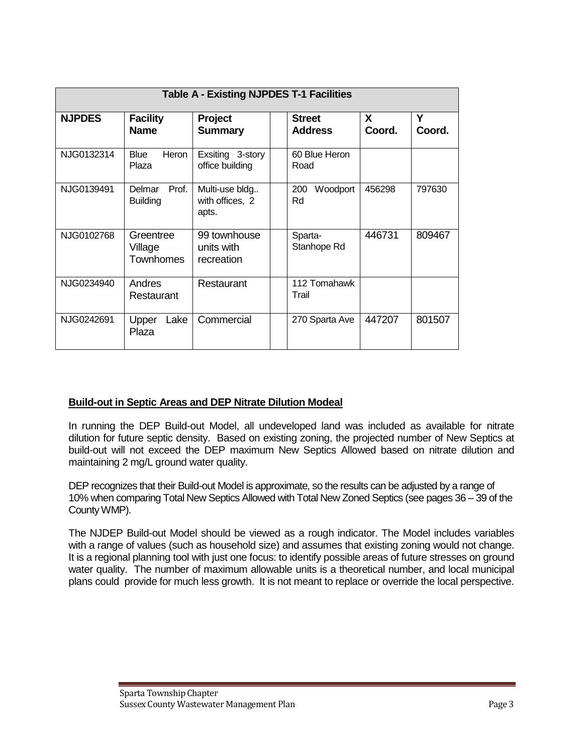| Table A - Existing NJPDES T-1 Facilities | | | | | | | |
|---|---|---|---|---|---|---|---|
| **NJPDES** | **Facility Name** | **Project Summary** | | **Street Address** | **X Coord.** | **Y Coord.** |
| NJG0132314 | Blue Heron Plaza | Exsiting 3-story office building | | 60 Blue Heron Road | | |
| NJG0139491 | Delmar Prof. Building | Multi-use bldg.. with offices, 2 apts. | | 200 Woodport Rd | 456298 | 797630 |
| NJG0102768 | Greentree Village Townhomes | 99 townhouse units with recreation | | Sparta-Stanhope Rd | 446731 | 809467 |
| NJG0234940 | Andres Restaurant | Restaurant | | 112 Tomahawk Trail | | |
| NJG0242691 | Upper Lake Plaza | Commercial | | 270 Sparta Ave | 447207 | 801507 |

**Build-out in Septic Areas and DEP Nitrate Dilution Modeal**

In running the DEP Build-out Model, all undeveloped land was included as available for nitrate dilution for future septic density. Based on existing zoning, the projected number of New Septics at build-out will not exceed the DEP maximum New Septics Allowed based on nitrate dilution and maintaining 2 mg/L ground water quality.

DEP recognizes that their Build-out Model is approximate, so the results can be adjusted by a range of 10% when comparing Total New Septics Allowed with Total New Zoned Septics (see pages 36 – 39 of the County WMP).

The NJDEP Build-out Model should be viewed as a rough indicator. The Model includes variables with a range of values (such as household size) and assumes that existing zoning would not change. It is a regional planning tool with just one focus: to identify possible areas of future stresses on ground water quality. The number of maximum allowable units is a theoretical number, and local municipal plans could provide for much less growth. It is not meant to replace or override the local perspective.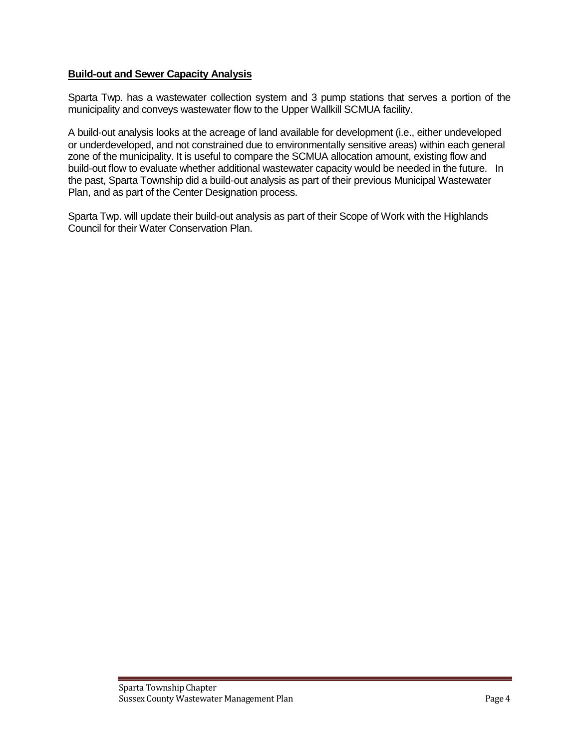**Build-out and Sewer Capacity Analysis**

Sparta Twp. has a wastewater collection system and 3 pump stations that serves a portion of the municipality and conveys wastewater flow to the Upper Wallkill SCMUA facility.

A build-out analysis looks at the acreage of land available for development (i.e., either undeveloped or underdeveloped, and not constrained due to environmentally sensitive areas) within each general zone of the municipality. It is useful to compare the SCMUA allocation amount, existing flow and build-out flow to evaluate whether additional wastewater capacity would be needed in the future. In the past, Sparta Township did a build-out analysis as part of their previous Municipal Wastewater Plan, and as part of the Center Designation process.

Sparta Twp. will update their build-out analysis as part of their Scope of Work with the Highlands Council for their Water Conservation Plan.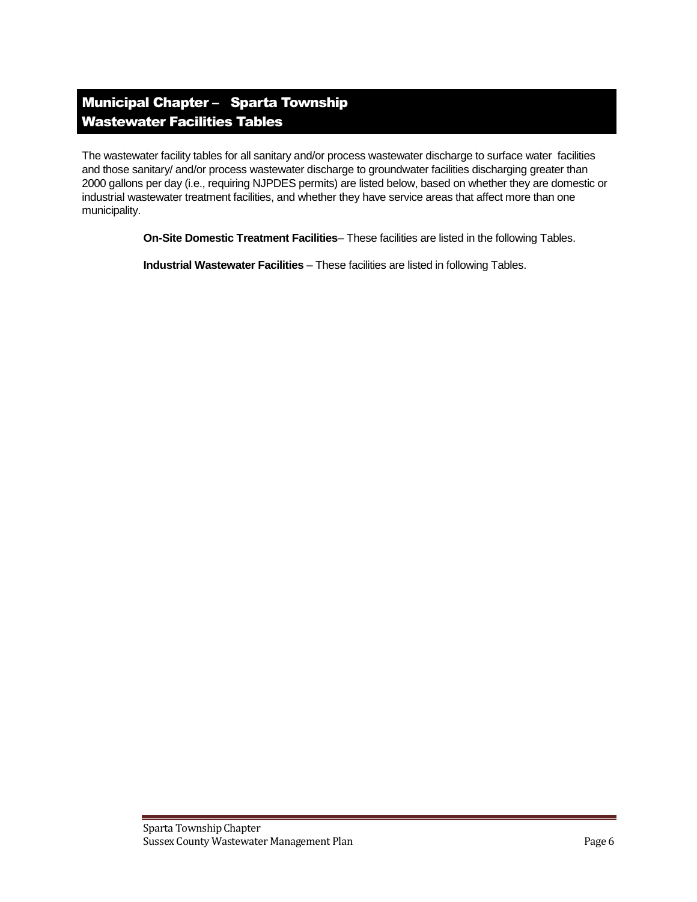# Municipal Chapter – Sparta Township
# Wastewater Facilities Tables

The wastewater facility tables for all sanitary and/or process wastewater discharge to surface water facilities and those sanitary/ and/or process wastewater discharge to groundwater facilities discharging greater than 2000 gallons per day (i.e., requiring NJPDES permits) are listed below, based on whether they are domestic or industrial wastewater treatment facilities, and whether they have service areas that affect more than one municipality.

**On-Site Domestic Treatment Facilities**– These facilities are listed in the following Tables.

**Industrial Wastewater Facilities** – These facilities are listed in following Tables.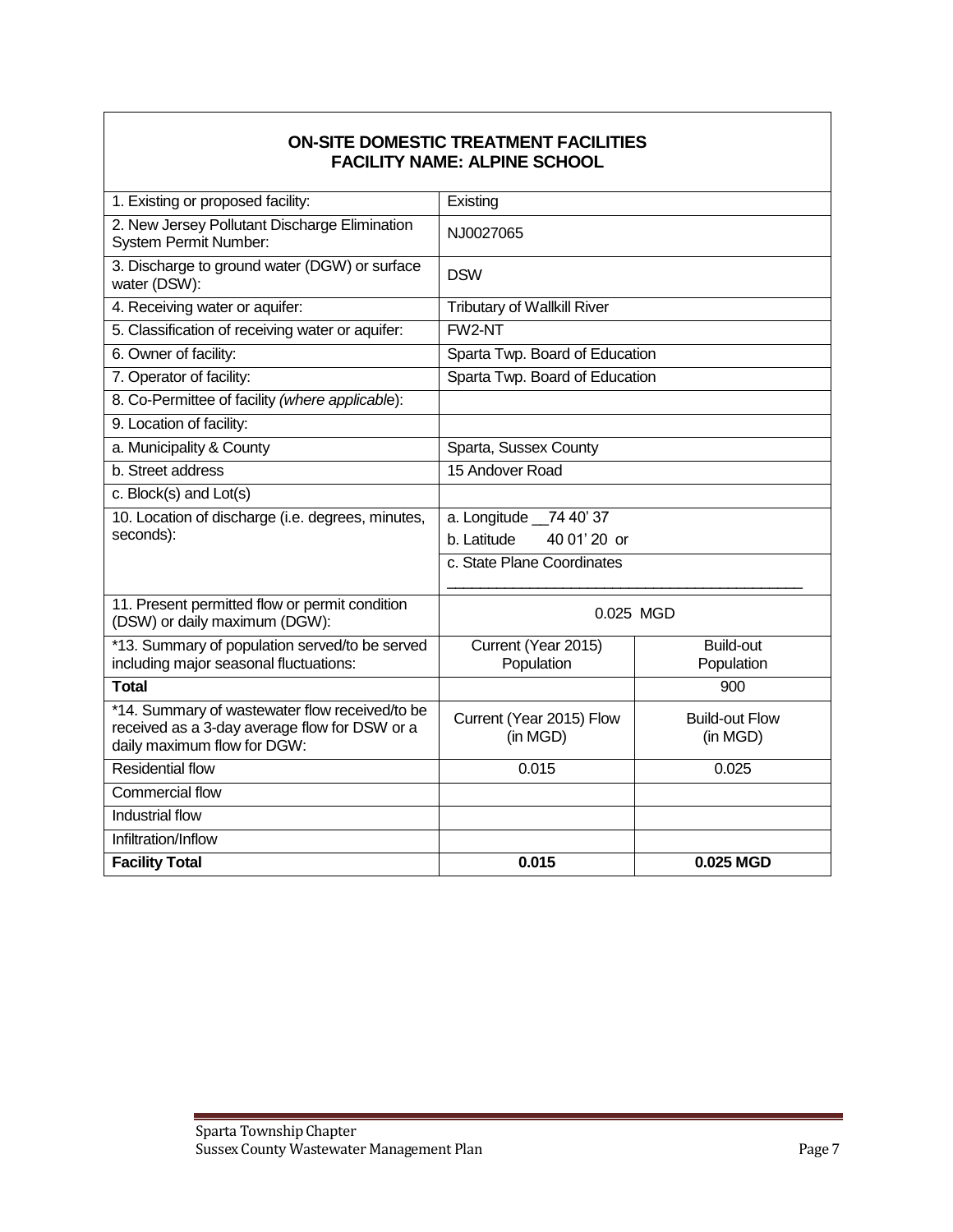## ON-SITE DOMESTIC TREATMENT FACILITIES
## FACILITY NAME: ALPINE SCHOOL

| | | |
|---|---|---|
| 1. Existing or proposed facility: | Existing | |
| 2. New Jersey Pollutant Discharge Elimination System Permit Number: | NJ0027065 | |
| 3. Discharge to ground water (DGW) or surface water (DSW): | DSW | |
| 4. Receiving water or aquifer: | Tributary of Wallkill River | |
| 5. Classification of receiving water or aquifer: | FW2-NT | |
| 6. Owner of facility: | Sparta Twp. Board of Education | |
| 7. Operator of facility: | Sparta Twp. Board of Education | |
| 8. Co-Permittee of facility *(where applicable)*: | | |
| 9. Location of facility: | | |
| a. Municipality & County | Sparta, Sussex County | |
| b. Street address | 15 Andover Road | |
| c. Block(s) and Lot(s) | | |
| 10. Location of discharge (i.e. degrees, minutes, seconds): | a. Longitude __74 40' 37<br>b. Latitude 40 01' 20 or<br>c. State Plane Coordinates ______________________ | |
| 11. Present permitted flow or permit condition (DSW) or daily maximum (DGW): | 0.025 MGD | |
| *13. Summary of population served/to be served including major seasonal fluctuations: | Current (Year 2015) Population | Build-out Population |
| **Total** | | 900 |
| *14. Summary of wastewater flow received/to be received as a 3-day average flow for DSW or a daily maximum flow for DGW: | Current (Year 2015) Flow (in MGD) | Build-out Flow (in MGD) |
| Residential flow | 0.015 | 0.025 |
| Commercial flow | | |
| Industrial flow | | |
| Infiltration/Inflow | | |
| **Facility Total** | **0.015** | **0.025 MGD** |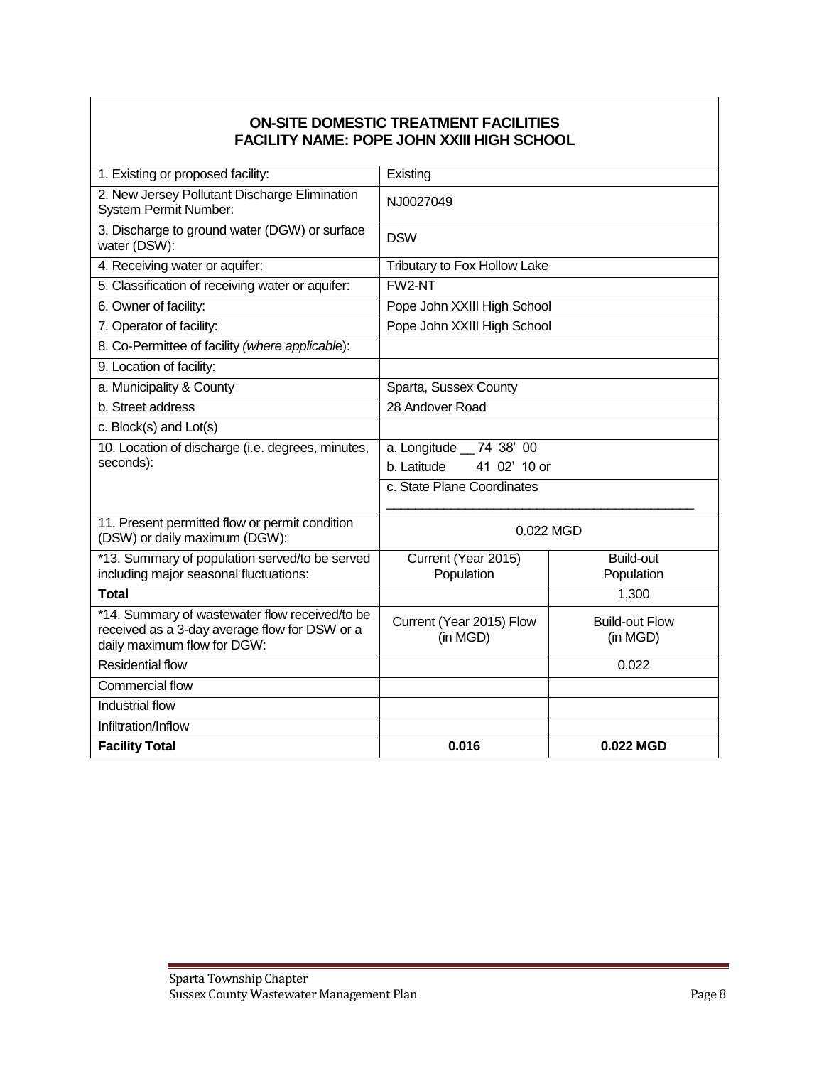## ON-SITE DOMESTIC TREATMENT FACILITIES
## FACILITY NAME: POPE JOHN XXIII HIGH SCHOOL

| | | |
|---|---|---|
| 1. Existing or proposed facility: | Existing | |
| 2. New Jersey Pollutant Discharge Elimination System Permit Number: | NJ0027049 | |
| 3. Discharge to ground water (DGW) or surface water (DSW): | DSW | |
| 4. Receiving water or aquifer: | Tributary to Fox Hollow Lake | |
| 5. Classification of receiving water or aquifer: | FW2-NT | |
| 6. Owner of facility: | Pope John XXIII High School | |
| 7. Operator of facility: | Pope John XXIII High School | |
| 8. Co-Permittee of facility *(where applicable)*: | | |
| 9. Location of facility: | | |
| a. Municipality & County | Sparta, Sussex County | |
| b. Street address | 28 Andover Road | |
| c. Block(s) and Lot(s) | | |
| 10. Location of discharge (i.e. degrees, minutes, seconds): | a. Longitude __ 74 38' 00<br>b. Latitude 41 02' 10 or | |
| | c. State Plane Coordinates<br>___________________________ | |
| 11. Present permitted flow or permit condition (DSW) or daily maximum (DGW): | 0.022 MGD | |
| *13. Summary of population served/to be served including major seasonal fluctuations: | Current (Year 2015) Population | Build-out Population |
| **Total** | | 1,300 |
| *14. Summary of wastewater flow received/to be received as a 3-day average flow for DSW or a daily maximum flow for DGW: | Current (Year 2015) Flow (in MGD) | Build-out Flow (in MGD) |
| Residential flow | | 0.022 |
| Commercial flow | | |
| Industrial flow | | |
| Infiltration/Inflow | | |
| **Facility Total** | **0.016** | **0.022 MGD** |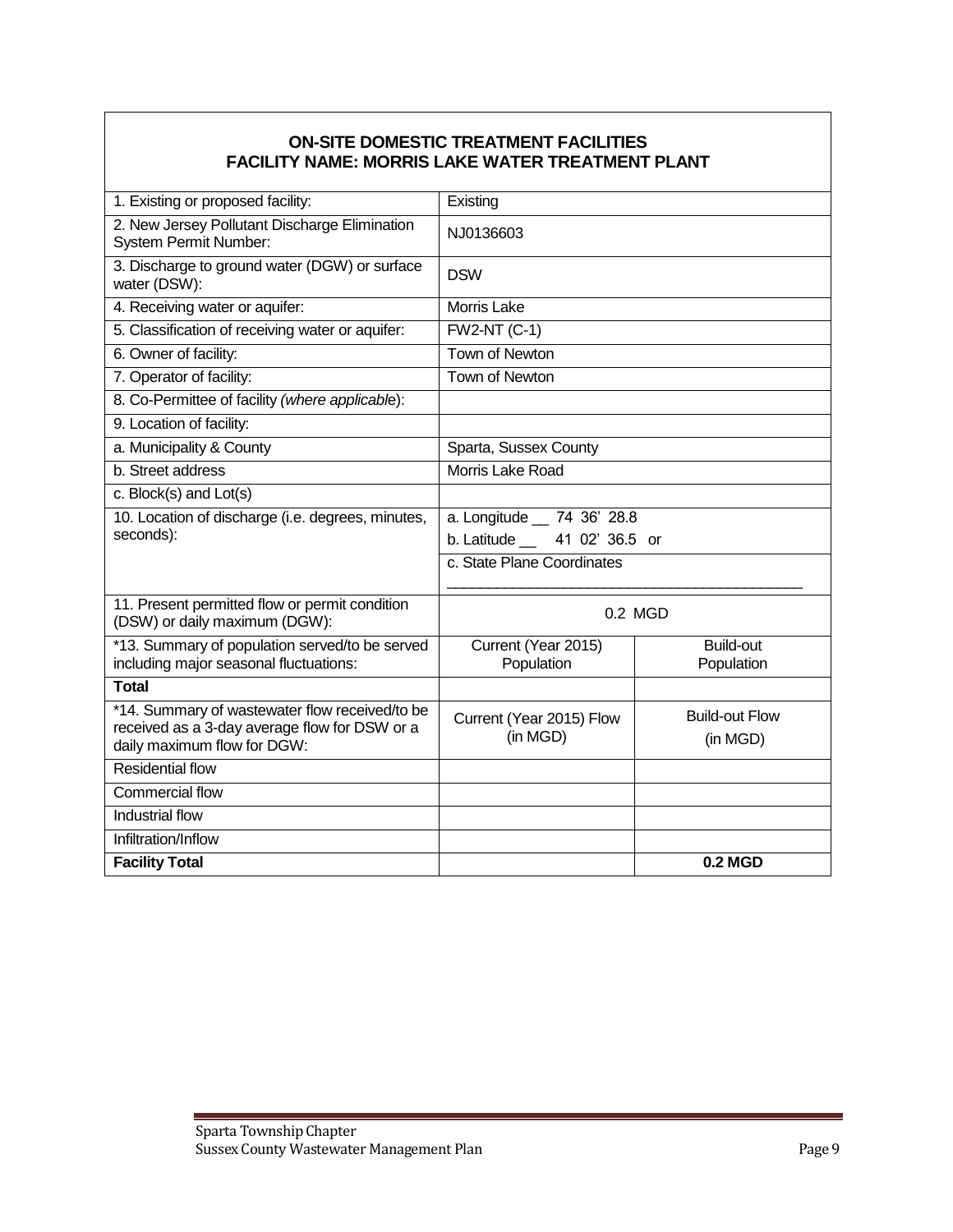| **ON-SITE DOMESTIC TREATMENT FACILITIES FACILITY NAME: MORRIS LAKE WATER TREATMENT PLANT** | | |
|---|---|---|
| 1. Existing or proposed facility: | Existing | |
| 2. New Jersey Pollutant Discharge Elimination System Permit Number: | NJ0136603 | |
| 3. Discharge to ground water (DGW) or surface water (DSW): | DSW | |
| 4. Receiving water or aquifer: | Morris Lake | |
| 5. Classification of receiving water or aquifer: | FW2-NT (C-1) | |
| 6. Owner of facility: | Town of Newton | |
| 7. Operator of facility: | Town of Newton | |
| 8. Co-Permittee of facility *(where applicable*): | | |
| 9. Location of facility: | | |
| a. Municipality & County | Sparta, Sussex County | |
| b. Street address | Morris Lake Road | |
| c. Block(s) and Lot(s) | | |
| 10. Location of discharge (i.e. degrees, minutes, seconds): | a. Longitude __ 74 36' 28.8<br>b. Latitude __ 41 02' 36.5 or | |
| | c. State Plane Coordinates ___ | |
| 11. Present permitted flow or permit condition (DSW) or daily maximum (DGW): | 0.2 MGD | |
| *13. Summary of population served/to be served including major seasonal fluctuations: | Current (Year 2015) Population | Build-out Population |
| **Total** | | |
| *14. Summary of wastewater flow received/to be received as a 3-day average flow for DSW or a daily maximum flow for DGW: | Current (Year 2015) Flow (in MGD) | Build-out Flow (in MGD) |
| Residential flow | | |
| Commercial flow | | |
| Industrial flow | | |
| Infiltration/Inflow | | |
| **Facility Total** | | **0.2 MGD** |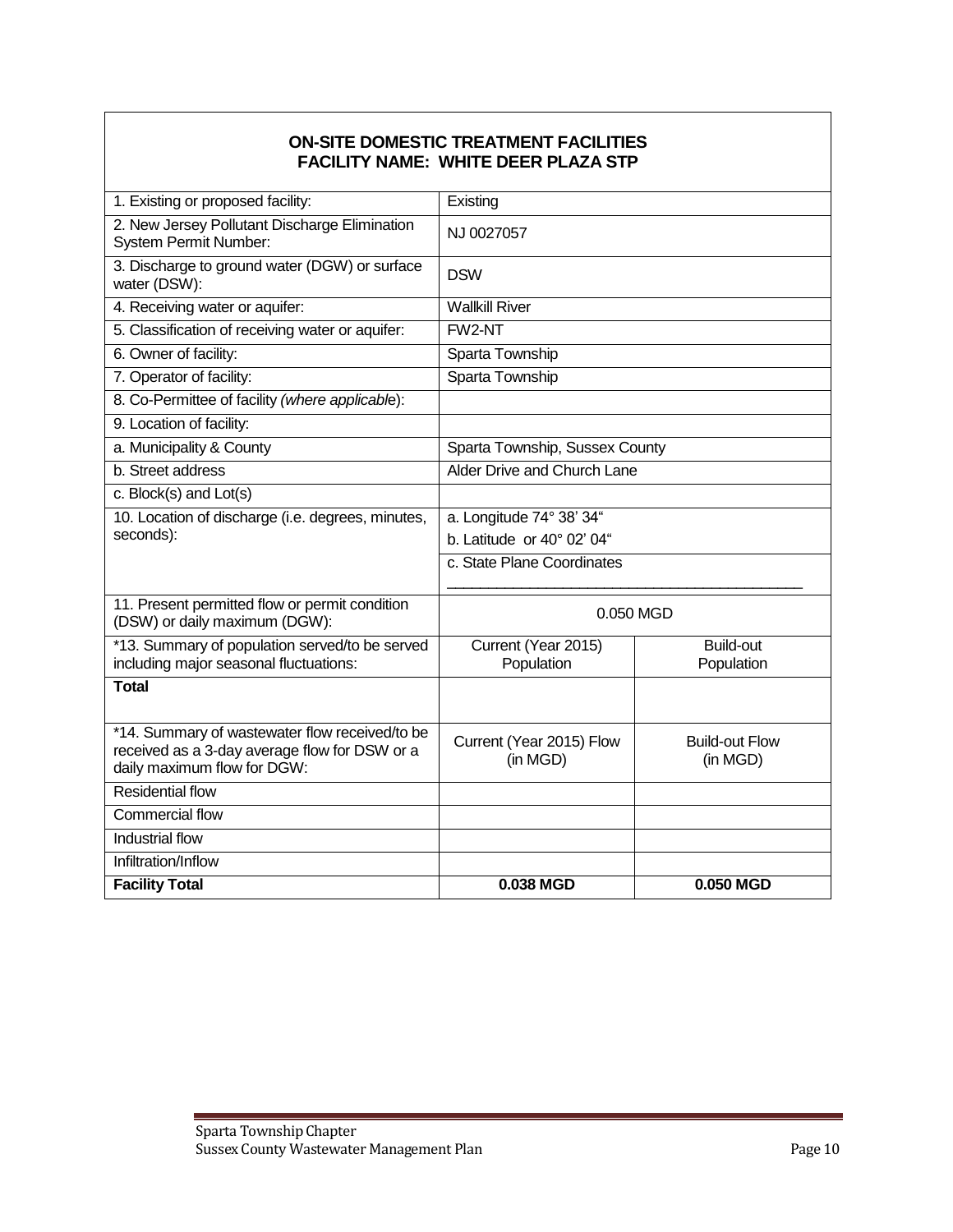## ON-SITE DOMESTIC TREATMENT FACILITIES
## FACILITY NAME: WHITE DEER PLAZA STP

| | | |
|---|---|---|
| 1. Existing or proposed facility: | Existing | |
| 2. New Jersey Pollutant Discharge Elimination System Permit Number: | NJ 0027057 | |
| 3. Discharge to ground water (DGW) or surface water (DSW): | DSW | |
| 4. Receiving water or aquifer: | Wallkill River | |
| 5. Classification of receiving water or aquifer: | FW2-NT | |
| 6. Owner of facility: | Sparta Township | |
| 7. Operator of facility: | Sparta Township | |
| 8. Co-Permittee of facility *(where applicable)*: | | |
| 9. Location of facility: | | |
| a. Municipality & County | Sparta Township, Sussex County | |
| b. Street address | Alder Drive and Church Lane | |
| c. Block(s) and Lot(s) | | |
| 10. Location of discharge (i.e. degrees, minutes, seconds): | a. Longitude 74° 38' 34"<br>b. Latitude or 40° 02' 04" | |
| | c. State Plane Coordinates<br>______________________________ | |
| 11. Present permitted flow or permit condition (DSW) or daily maximum (DGW): | 0.050 MGD | |
| *13. Summary of population served/to be served including major seasonal fluctuations: | Current (Year 2015) Population | Build-out Population |
| **Total** | | |
| *14. Summary of wastewater flow received/to be received as a 3-day average flow for DSW or a daily maximum flow for DGW: | Current (Year 2015) Flow (in MGD) | Build-out Flow (in MGD) |
| Residential flow | | |
| Commercial flow | | |
| Industrial flow | | |
| Infiltration/Inflow | | |
| **Facility Total** | **0.038 MGD** | **0.050 MGD** |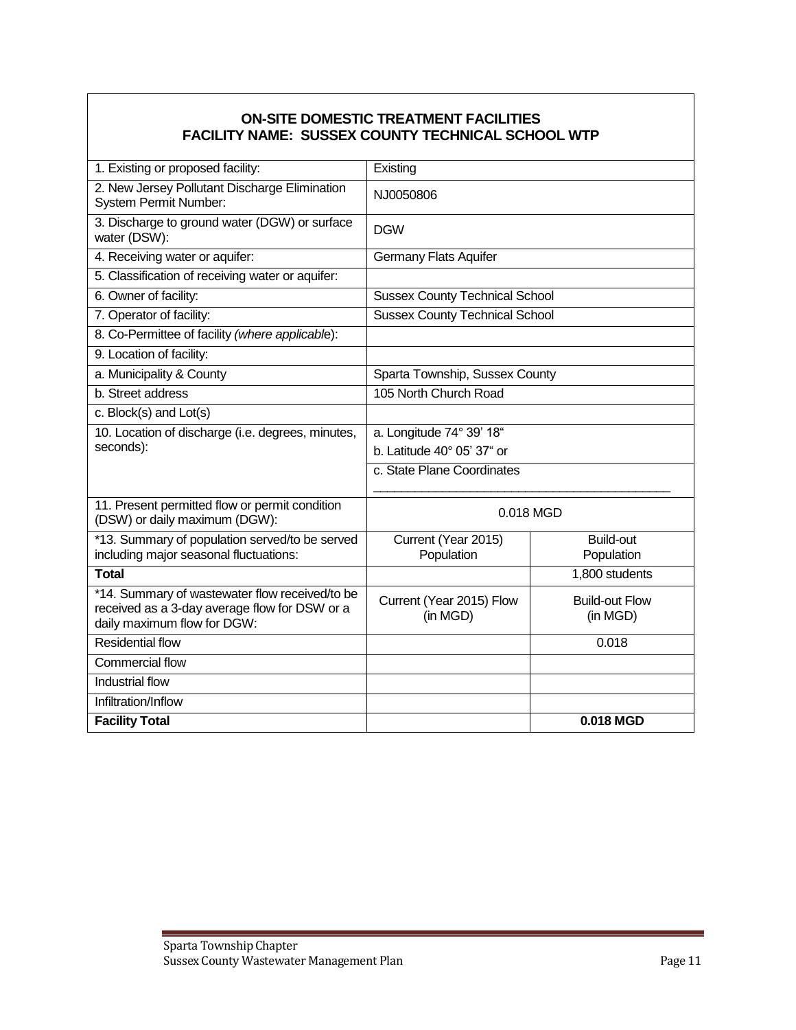## ON-SITE DOMESTIC TREATMENT FACILITIES
## FACILITY NAME: SUSSEX COUNTY TECHNICAL SCHOOL WTP

| | | |
|---|---|---|
| 1. Existing or proposed facility: | Existing | |
| 2. New Jersey Pollutant Discharge Elimination System Permit Number: | NJ0050806 | |
| 3. Discharge to ground water (DGW) or surface water (DSW): | DGW | |
| 4. Receiving water or aquifer: | Germany Flats Aquifer | |
| 5. Classification of receiving water or aquifer: | | |
| 6. Owner of facility: | Sussex County Technical School | |
| 7. Operator of facility: | Sussex County Technical School | |
| 8. Co-Permittee of facility *(where applicable*): | | |
| 9. Location of facility: | | |
| a. Municipality & County | Sparta Township, Sussex County | |
| b. Street address | 105 North Church Road | |
| c. Block(s) and Lot(s) | | |
| 10. Location of discharge (i.e. degrees, minutes, seconds): | a. Longitude 74° 39' 18"<br>b. Latitude 40° 05' 37" or | |
| | c. State Plane Coordinates ______________________________ | |
| 11. Present permitted flow or permit condition (DSW) or daily maximum (DGW): | 0.018 MGD | |
| *13. Summary of population served/to be served including major seasonal fluctuations: | Current (Year 2015) Population | Build-out Population |
| **Total** | | 1,800 students |
| *14. Summary of wastewater flow received/to be received as a 3-day average flow for DSW or a daily maximum flow for DGW: | Current (Year 2015) Flow (in MGD) | Build-out Flow (in MGD) |
| Residential flow | | 0.018 |
| Commercial flow | | |
| Industrial flow | | |
| Infiltration/Inflow | | |
| **Facility Total** | | **0.018 MGD** |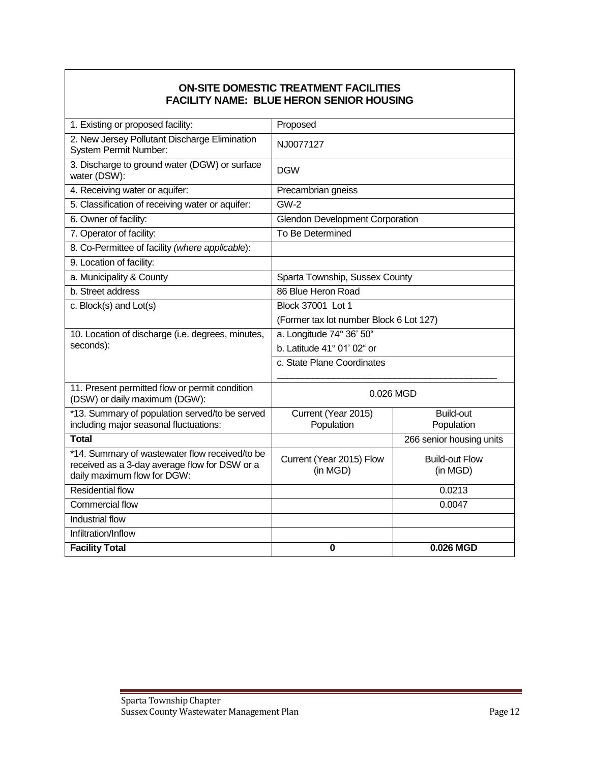| ON-SITE DOMESTIC TREATMENT FACILITIES FACILITY NAME: BLUE HERON SENIOR HOUSING | | |
|---|---|---|
| 1. Existing or proposed facility: | Proposed | |
| 2. New Jersey Pollutant Discharge Elimination System Permit Number: | NJ0077127 | |
| 3. Discharge to ground water (DGW) or surface water (DSW): | DGW | |
| 4. Receiving water or aquifer: | Precambrian gneiss | |
| 5. Classification of receiving water or aquifer: | GW-2 | |
| 6. Owner of facility: | Glendon Development Corporation | |
| 7. Operator of facility: | To Be Determined | |
| 8. Co-Permittee of facility *(where applicable)*: | | |
| 9. Location of facility: | | |
| a. Municipality & County | Sparta Township, Sussex County | |
| b. Street address | 86 Blue Heron Road | |
| c. Block(s) and Lot(s) | Block 37001 Lot 1 | |
| | (Former tax lot number Block 6 Lot 127) | |
| 10. Location of discharge (i.e. degrees, minutes, seconds): | a. Longitude 74° 36' 50" | |
| | b. Latitude 41° 01' 02" or | |
| | c. State Plane Coordinates ______________________ | |
| 11. Present permitted flow or permit condition (DSW) or daily maximum (DGW): | 0.026 MGD | |
| *13. Summary of population served/to be served including major seasonal fluctuations: | Current (Year 2015) Population | Build-out Population |
| **Total** | | 266 senior housing units |
| *14. Summary of wastewater flow received/to be received as a 3-day average flow for DSW or a daily maximum flow for DGW: | Current (Year 2015) Flow (in MGD) | Build-out Flow (in MGD) |
| Residential flow | | 0.0213 |
| Commercial flow | | 0.0047 |
| Industrial flow | | |
| Infiltration/Inflow | | |
| **Facility Total** | **0** | **0.026 MGD** |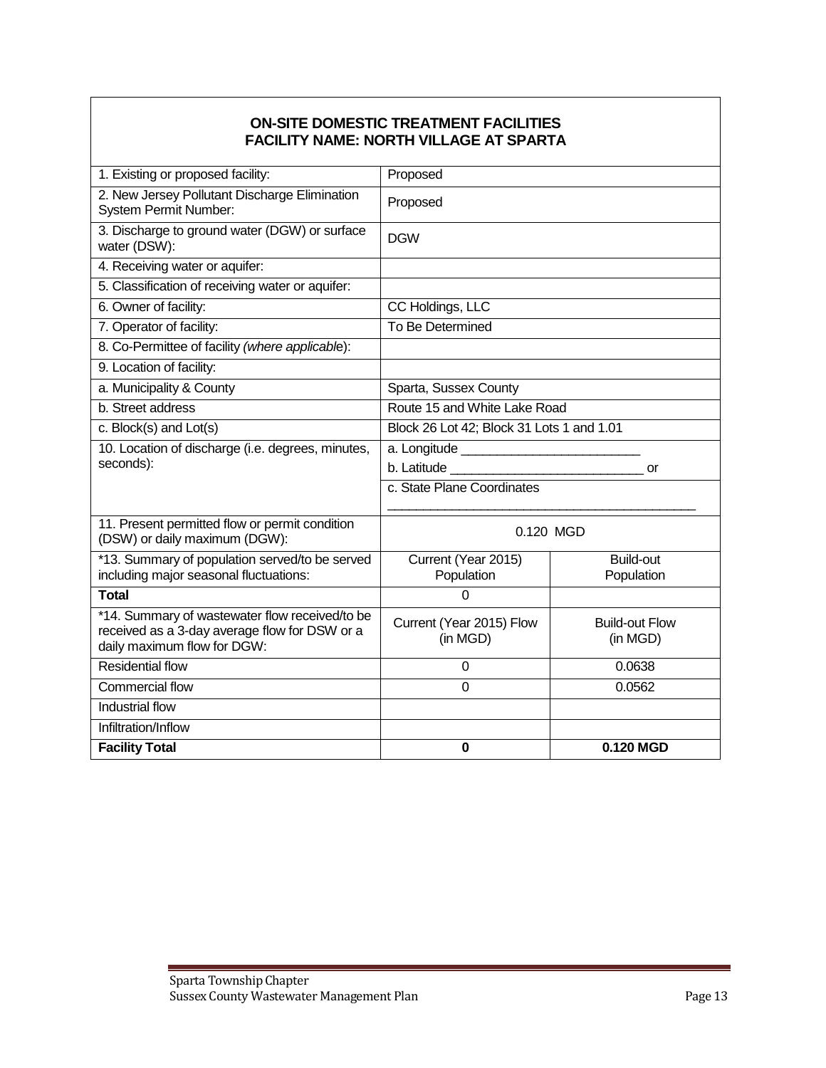## ON-SITE DOMESTIC TREATMENT FACILITIES
## FACILITY NAME: NORTH VILLAGE AT SPARTA

| | | |
|---|---|---|
| 1. Existing or proposed facility: | Proposed | |
| 2. New Jersey Pollutant Discharge Elimination System Permit Number: | Proposed | |
| 3. Discharge to ground water (DGW) or surface water (DSW): | DGW | |
| 4. Receiving water or aquifer: | | |
| 5. Classification of receiving water or aquifer: | | |
| 6. Owner of facility: | CC Holdings, LLC | |
| 7. Operator of facility: | To Be Determined | |
| 8. Co-Permittee of facility *(where applicable)*: | | |
| 9. Location of facility: | | |
| a. Municipality & County | Sparta, Sussex County | |
| b. Street address | Route 15 and White Lake Road | |
| c. Block(s) and Lot(s) | Block 26 Lot 42; Block 31 Lots 1 and 1.01 | |
| 10. Location of discharge (i.e. degrees, minutes, seconds): | a. Longitude ________________________<br>b. Latitude __________________________ or<br>c. State Plane Coordinates<br>__________________________________________ | |
| 11. Present permitted flow or permit condition (DSW) or daily maximum (DGW): | 0.120 MGD | |
| *13. Summary of population served/to be served including major seasonal fluctuations: | Current (Year 2015) Population | Build-out Population |
| **Total** | 0 | |
| *14. Summary of wastewater flow received/to be received as a 3-day average flow for DSW or a daily maximum flow for DGW: | Current (Year 2015) Flow (in MGD) | Build-out Flow (in MGD) |
| Residential flow | 0 | 0.0638 |
| Commercial flow | 0 | 0.0562 |
| Industrial flow | | |
| Infiltration/Inflow | | |
| **Facility Total** | **0** | **0.120 MGD** |